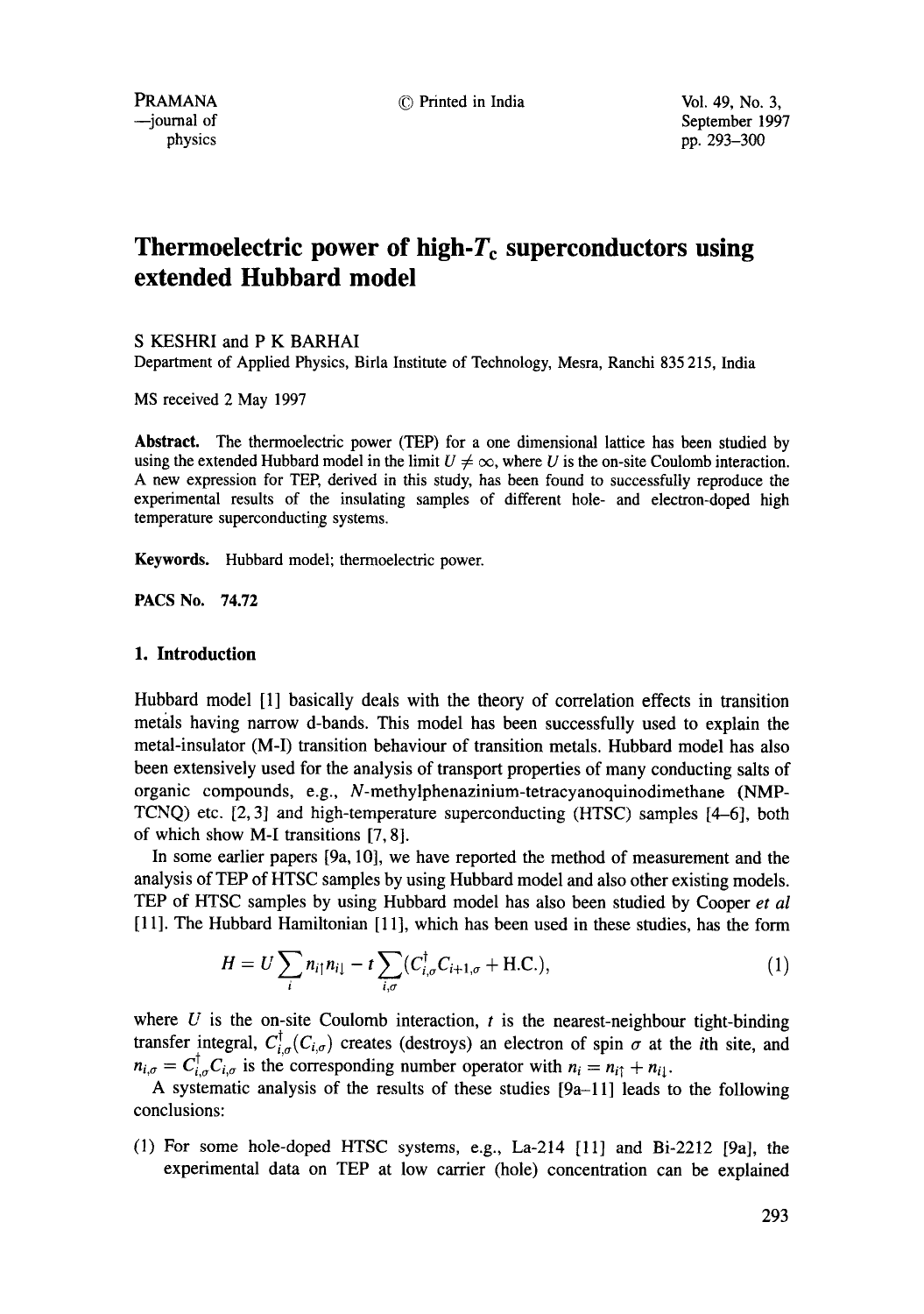# Thermoelectric power of high-$T_c$ superconductors using extended Hubbard model

S KESHRI and P K BARHAI

Department of Applied Physics, Birla Institute of Technology, Mesra, Ranchi 835 215, India

MS received 2 May 1997

**Abstract.** The thermoelectric power (TEP) for a one dimensional lattice has been studied by using the extended Hubbard model in the limit $U \neq \infty$, where $U$ is the on-site Coulomb interaction. A new expression for TEP, derived in this study, has been found to successfully reproduce the experimental results of the insulating samples of different hole- and electron-doped high temperature superconducting systems.

**Keywords.** Hubbard model; thermoelectric power.

**PACS No. 74.72**

## 1. Introduction

Hubbard model [1] basically deals with the theory of correlation effects in transition metals having narrow d-bands. This model has been successfully used to explain the metal-insulator (M-I) transition behaviour of transition metals. Hubbard model has also been extensively used for the analysis of transport properties of many conducting salts of organic compounds, e.g., *N*-methylphenazinium-tetracyanoquinodimethane (NMP-TCNQ) etc. [2, 3] and high-temperature superconducting (HTSC) samples [4–6], both of which show M-I transitions [7, 8].

In some earlier papers [9a, 10], we have reported the method of measurement and the analysis of TEP of HTSC samples by using Hubbard model and also other existing models. TEP of HTSC samples by using Hubbard model has also been studied by Cooper *et al* [11]. The Hubbard Hamiltonian [11], which has been used in these studies, has the form

$$H = U\sum_{i} n_{i\uparrow}n_{i\downarrow} - t\sum_{i,\sigma}(C_{i,\sigma}^{\dagger}C_{i+1,\sigma} + \text{H.C.}), \tag{1}$$

where $U$ is the on-site Coulomb interaction, $t$ is the nearest-neighbour tight-binding transfer integral, $C_{i,\sigma}^{\dagger}(C_{i,\sigma})$ creates (destroys) an electron of spin $\sigma$ at the $i$th site, and $n_{i,\sigma} = C_{i,\sigma}^{\dagger}C_{i,\sigma}$ is the corresponding number operator with $n_i = n_{i\uparrow} + n_{i\downarrow}$.

A systematic analysis of the results of these studies [9a–11] leads to the following conclusions:

(1) For some hole-doped HTSC systems, e.g., La-214 [11] and Bi-2212 [9a], the experimental data on TEP at low carrier (hole) concentration can be explained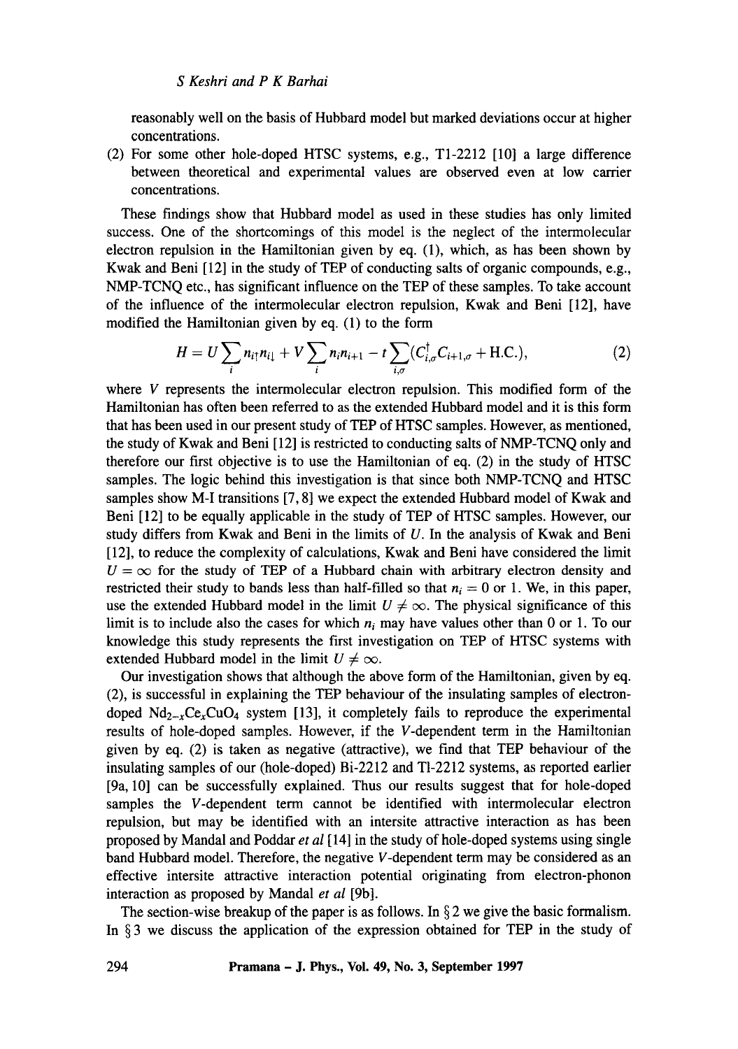reasonably well on the basis of Hubbard model but marked deviations occur at higher concentrations.

(2) For some other hole-doped HTSC systems, e.g., Tl-2212 [10] a large difference between theoretical and experimental values are observed even at low carrier concentrations.

These findings show that Hubbard model as used in these studies has only limited success. One of the shortcomings of this model is the neglect of the intermolecular electron repulsion in the Hamiltonian given by eq. (1), which, as has been shown by Kwak and Beni [12] in the study of TEP of conducting salts of organic compounds, e.g., NMP-TCNQ etc., has significant influence on the TEP of these samples. To take account of the influence of the intermolecular electron repulsion, Kwak and Beni [12], have modified the Hamiltonian given by eq. (1) to the form

$$H = U\sum_{i} n_{i\uparrow}n_{i\downarrow} + V\sum_{i} n_i n_{i+1} - t\sum_{i,\sigma}(C_{i,\sigma}^{\dagger}C_{i+1,\sigma} + \text{H.C.}), \tag{2}$$

where $V$ represents the intermolecular electron repulsion. This modified form of the Hamiltonian has often been referred to as the extended Hubbard model and it is this form that has been used in our present study of TEP of HTSC samples. However, as mentioned, the study of Kwak and Beni [12] is restricted to conducting salts of NMP-TCNQ only and therefore our first objective is to use the Hamiltonian of eq. (2) in the study of HTSC samples. The logic behind this investigation is that since both NMP-TCNQ and HTSC samples show M-I transitions [7, 8] we expect the extended Hubbard model of Kwak and Beni [12] to be equally applicable in the study of TEP of HTSC samples. However, our study differs from Kwak and Beni in the limits of $U$. In the analysis of Kwak and Beni [12], to reduce the complexity of calculations, Kwak and Beni have considered the limit $U = \infty$ for the study of TEP of a Hubbard chain with arbitrary electron density and restricted their study to bands less than half-filled so that $n_i = 0$ or 1. We, in this paper, use the extended Hubbard model in the limit $U \neq \infty$. The physical significance of this limit is to include also the cases for which $n_i$ may have values other than 0 or 1. To our knowledge this study represents the first investigation on TEP of HTSC systems with extended Hubbard model in the limit $U \neq \infty$.

Our investigation shows that although the above form of the Hamiltonian, given by eq. (2), is successful in explaining the TEP behaviour of the insulating samples of electron-doped $Nd_{2-x}Ce_xCuO_4$ system [13], it completely fails to reproduce the experimental results of hole-doped samples. However, if the $V$-dependent term in the Hamiltonian given by eq. (2) is taken as negative (attractive), we find that TEP behaviour of the insulating samples of our (hole-doped) Bi-2212 and Tl-2212 systems, as reported earlier [9a, 10] can be successfully explained. Thus our results suggest that for hole-doped samples the $V$-dependent term cannot be identified with intermolecular electron repulsion, but may be identified with an intersite attractive interaction as has been proposed by Mandal and Poddar *et al* [14] in the study of hole-doped systems using single band Hubbard model. Therefore, the negative $V$-dependent term may be considered as an effective intersite attractive interaction potential originating from electron-phonon interaction as proposed by Mandal *et al* [9b].

The section-wise breakup of the paper is as follows. In § 2 we give the basic formalism. In § 3 we discuss the application of the expression obtained for TEP in the study of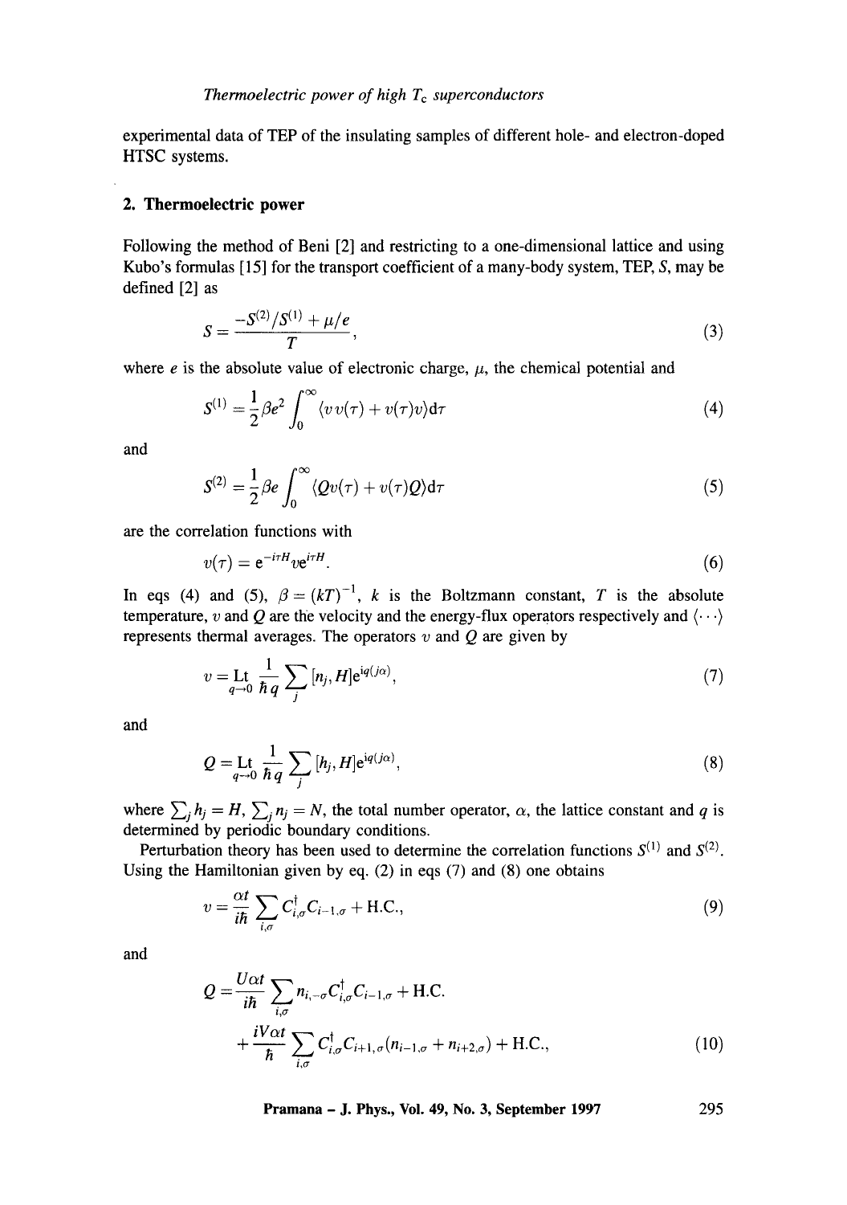experimental data of TEP of the insulating samples of different hole- and electron-doped HTSC systems.

## 2. Thermoelectric power

Following the method of Beni [2] and restricting to a one-dimensional lattice and using Kubo's formulas [15] for the transport coefficient of a many-body system, TEP, $S$, may be defined [2] as

$$S = \frac{-S^{(2)}/S^{(1)} + \mu/e}{T}, \tag{3}$$

where $e$ is the absolute value of electronic charge, $\mu$, the chemical potential and

$$S^{(1)} = \frac{1}{2}\beta e^2 \int_0^\infty \langle v\, v(\tau) + v(\tau) v\rangle \mathrm{d}\tau \tag{4}$$

and

$$S^{(2)} = \frac{1}{2}\beta e \int_0^\infty \langle Q v(\tau) + v(\tau) Q\rangle \mathrm{d}\tau \tag{5}$$

are the correlation functions with

$$v(\tau) = \mathrm{e}^{-i\tau H} v \mathrm{e}^{i\tau H}. \tag{6}$$

In eqs (4) and (5), $\beta = (kT)^{-1}$, $k$ is the Boltzmann constant, $T$ is the absolute temperature, $v$ and $Q$ are the velocity and the energy-flux operators respectively and $\langle \cdots \rangle$ represents thermal averages. The operators $v$ and $Q$ are given by

$$v = \mathop{\mathrm{Lt}}_{q \to 0} \frac{1}{\hbar q} \sum_j [n_j, H] \mathrm{e}^{\mathrm{i}q(j\alpha)}, \tag{7}$$

and

$$Q = \mathop{\mathrm{Lt}}_{q \to 0} \frac{1}{\hbar q} \sum_j [h_j, H] \mathrm{e}^{\mathrm{i}q(j\alpha)}, \tag{8}$$

where $\sum_j h_j = H$, $\sum_j n_j = N$, the total number operator, $\alpha$, the lattice constant and $q$ is determined by periodic boundary conditions.

Perturbation theory has been used to determine the correlation functions $S^{(1)}$ and $S^{(2)}$. Using the Hamiltonian given by eq. (2) in eqs (7) and (8) one obtains

$$v = \frac{\alpha t}{i\hbar} \sum_{i,\sigma} C_{i,\sigma}^{\dagger} C_{i-1,\sigma} + \mathrm{H.C.}, \tag{9}$$

and

$$Q = \frac{U\alpha t}{i\hbar} \sum_{i,\sigma} n_{i,-\sigma} C_{i,\sigma}^{\dagger} C_{i-1,\sigma} + \mathrm{H.C.} + \frac{iV\alpha t}{\hbar} \sum_{i,\sigma} C_{i,\sigma}^{\dagger} C_{i+1,\sigma}(n_{i-1,\sigma} + n_{i+2,\sigma}) + \mathrm{H.C.}, \tag{10}$$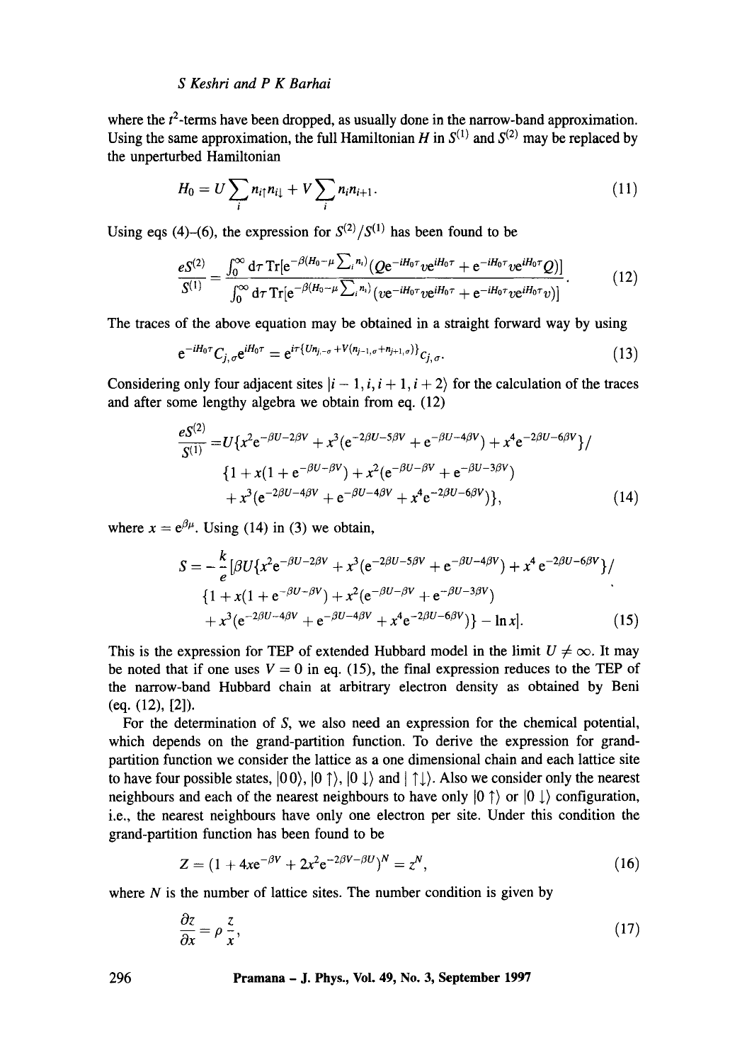where the $t^2$-terms have been dropped, as usually done in the narrow-band approximation. Using the same approximation, the full Hamiltonian $H$ in $S^{(1)}$ and $S^{(2)}$ may be replaced by the unperturbed Hamiltonian

$$H_0 = U\sum_i n_{i\uparrow}n_{i\downarrow} + V\sum_i n_i n_{i+1}. \tag{11}$$

Using eqs (4)–(6), the expression for $S^{(2)}/S^{(1)}$ has been found to be

$$\frac{eS^{(2)}}{S^{(1)}} = \frac{\int_0^\infty \mathrm{d}\tau\, \mathrm{Tr}[\mathrm{e}^{-\beta(H_0-\mu\sum_i n_i)}(Q\mathrm{e}^{-iH_0\tau}v\mathrm{e}^{iH_0\tau} + \mathrm{e}^{-iH_0\tau}v\mathrm{e}^{iH_0\tau}Q)]}{\int_0^\infty \mathrm{d}\tau\, \mathrm{Tr}[\mathrm{e}^{-\beta(H_0-\mu\sum_i n_i)}(v\mathrm{e}^{-iH_0\tau}v\mathrm{e}^{iH_0\tau} + \mathrm{e}^{-iH_0\tau}v\mathrm{e}^{iH_0\tau}v)]}. \tag{12}$$

The traces of the above equation may be obtained in a straight forward way by using

$$\mathrm{e}^{-iH_0\tau}C_{j,\sigma}\mathrm{e}^{iH_0\tau} = \mathrm{e}^{i\tau\{Un_{j,-\sigma}+V(n_{j-1,\sigma}+n_{j+1,\sigma})\}}C_{j,\sigma}. \tag{13}$$

Considering only four adjacent sites $|i-1, i, i+1, i+2\rangle$ for the calculation of the traces and after some lengthy algebra we obtain from eq. (12)

$$\begin{aligned}\frac{eS^{(2)}}{S^{(1)}} =& U\{x^2\mathrm{e}^{-\beta U-2\beta V} + x^3(\mathrm{e}^{-2\beta U-5\beta V} + \mathrm{e}^{-\beta U-4\beta V}) + x^4\mathrm{e}^{-2\beta U-6\beta V}\}/\\ &\{1 + x(1+\mathrm{e}^{-\beta U-\beta V}) + x^2(\mathrm{e}^{-\beta U-\beta V} + \mathrm{e}^{-\beta U-3\beta V})\\ &+ x^3(\mathrm{e}^{-2\beta U-4\beta V} + \mathrm{e}^{-\beta U-4\beta V} + x^4\mathrm{e}^{-2\beta U-6\beta V})\},\end{aligned} \tag{14}$$

where $x = \mathrm{e}^{\beta\mu}$. Using (14) in (3) we obtain,

$$\begin{aligned}S = -\frac{k}{e}[&\beta U\{x^2\mathrm{e}^{-\beta U-2\beta V} + x^3(\mathrm{e}^{-2\beta U-5\beta V} + \mathrm{e}^{-\beta U-4\beta V}) + x^4\,\mathrm{e}^{-2\beta U-6\beta V}\}/\\ &\{1 + x(1+\mathrm{e}^{-\beta U-\beta V}) + x^2(\mathrm{e}^{-\beta U-\beta V} + \mathrm{e}^{-\beta U-3\beta V})\\ &+ x^3(\mathrm{e}^{-2\beta U-4\beta V} + \mathrm{e}^{-\beta U-4\beta V} + x^4\mathrm{e}^{-2\beta U-6\beta V})\} - \ln x].\end{aligned} \tag{15}$$

This is the expression for TEP of extended Hubbard model in the limit $U \neq \infty$. It may be noted that if one uses $V = 0$ in eq. (15), the final expression reduces to the TEP of the narrow-band Hubbard chain at arbitrary electron density as obtained by Beni (eq. (12), [2]).

For the determination of $S$, we also need an expression for the chemical potential, which depends on the grand-partition function. To derive the expression for grand-partition function we consider the lattice as a one dimensional chain and each lattice site to have four possible states, $|0\,0\rangle$, $|0\uparrow\rangle$, $|0\downarrow\rangle$ and $|\uparrow\downarrow\rangle$. Also we consider only the nearest neighbours and each of the nearest neighbours to have only $|0\uparrow\rangle$ or $|0\downarrow\rangle$ configuration, i.e., the nearest neighbours have only one electron per site. Under this condition the grand-partition function has been found to be

$$Z = (1 + 4x\mathrm{e}^{-\beta V} + 2x^2\mathrm{e}^{-2\beta V-\beta U})^N = z^N, \tag{16}$$

where $N$ is the number of lattice sites. The number condition is given by

$$\frac{\partial z}{\partial x} = \rho\frac{z}{x}, \tag{17}$$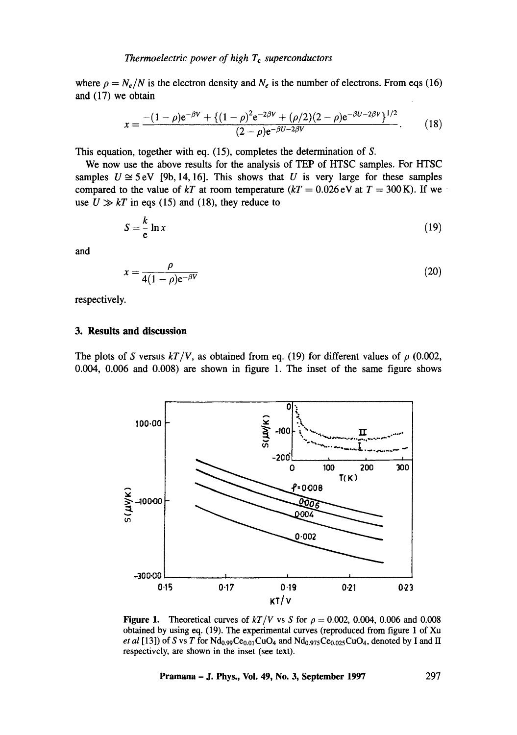where $\rho = N_e/N$ is the electron density and $N_e$ is the number of electrons. From eqs (16) and (17) we obtain

$$x = \frac{-(1-\rho)e^{-\beta V} + \{(1-\rho)^2 e^{-2\beta V} + (\rho/2)(2-\rho)e^{-\beta U - 2\beta V}\}^{1/2}}{(2-\rho)e^{-\beta U - 2\beta V}}. \tag{18}$$

This equation, together with eq. (15), completes the determination of $S$.

We now use the above results for the analysis of TEP of HTSC samples. For HTSC samples $U \cong 5\,\text{eV}$ [9b, 14, 16]. This shows that $U$ is very large for these samples compared to the value of $kT$ at room temperature ($kT = 0.026\,\text{eV}$ at $T = 300\,\text{K}$). If we use $U \gg kT$ in eqs (15) and (18), they reduce to

$$S = \frac{k}{e} \ln x \tag{19}$$

and

$$x = \frac{\rho}{4(1-\rho)e^{-\beta V}} \tag{20}$$

respectively.

## 3. Results and discussion

The plots of $S$ versus $kT/V$, as obtained from eq. (19) for different values of $\rho$ (0.002, 0.004, 0.006 and 0.008) are shown in figure 1. The inset of the same figure shows

**Figure 1.** Theoretical curves of $kT/V$ vs $S$ for $\rho = 0.002$, 0.004, 0.006 and 0.008 obtained by using eq. (19). The experimental curves (reproduced from figure 1 of Xu *et al* [13]) of $S$ vs $T$ for $Nd_{0.99}Ce_{0.01}CuO_4$ and $Nd_{0.975}Ce_{0.025}CuO_4$, denoted by I and II respectively, are shown in the inset (see text).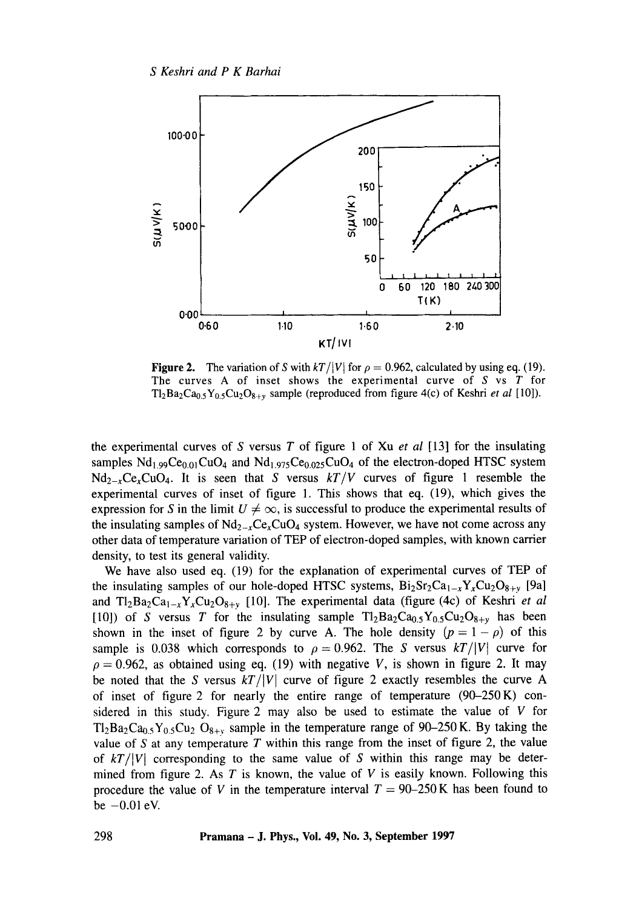Figure 2. The variation of $S$ with $kT/|V|$ for $\rho = 0.962$, calculated by using eq. (19). The curves A of inset shows the experimental curve of $S$ vs $T$ for $Tl_2Ba_2Ca_{0.5}Y_{0.5}Cu_2O_{8+y}$ sample (reproduced from figure 4(c) of Keshri *et al* [10]).

the experimental curves of $S$ versus $T$ of figure 1 of Xu *et al* [13] for the insulating samples $Nd_{1.99}Ce_{0.01}CuO_4$ and $Nd_{1.975}Ce_{0.025}CuO_4$ of the electron-doped HTSC system $Nd_{2-x}Ce_xCuO_4$. It is seen that $S$ versus $kT/V$ curves of figure 1 resemble the experimental curves of inset of figure 1. This shows that eq. (19), which gives the expression for $S$ in the limit $U \neq \infty$, is successful to produce the experimental results of the insulating samples of $Nd_{2-x}Ce_xCuO_4$ system. However, we have not come across any other data of temperature variation of TEP of electron-doped samples, with known carrier density, to test its general validity.

We have also used eq. (19) for the explanation of experimental curves of TEP of the insulating samples of our hole-doped HTSC systems, $Bi_2Sr_2Ca_{1-x}Y_xCu_2O_{8+y}$ [9a] and $Tl_2Ba_2Ca_{1-x}Y_xCu_2O_{8+y}$ [10]. The experimental data (figure (4c) of Keshri *et al* [10]) of $S$ versus $T$ for the insulating sample $Tl_2Ba_2Ca_{0.5}Y_{0.5}Cu_2O_{8+y}$ has been shown in the inset of figure 2 by curve A. The hole density ($p = 1 - \rho$) of this sample is 0.038 which corresponds to $\rho = 0.962$. The $S$ versus $kT/|V|$ curve for $\rho = 0.962$, as obtained using eq. (19) with negative $V$, is shown in figure 2. It may be noted that the $S$ versus $kT/|V|$ curve of figure 2 exactly resembles the curve A of inset of figure 2 for nearly the entire range of temperature (90–250 K) considered in this study. Figure 2 may also be used to estimate the value of $V$ for $Tl_2Ba_2Ca_{0.5}Y_{0.5}Cu_2O_{8+y}$ sample in the temperature range of 90–250 K. By taking the value of $S$ at any temperature $T$ within this range from the inset of figure 2, the value of $kT/|V|$ corresponding to the same value of $S$ within this range may be determined from figure 2. As $T$ is known, the value of $V$ is easily known. Following this procedure the value of $V$ in the temperature interval $T = 90$–$250$ K has been found to be $-0.01$ eV.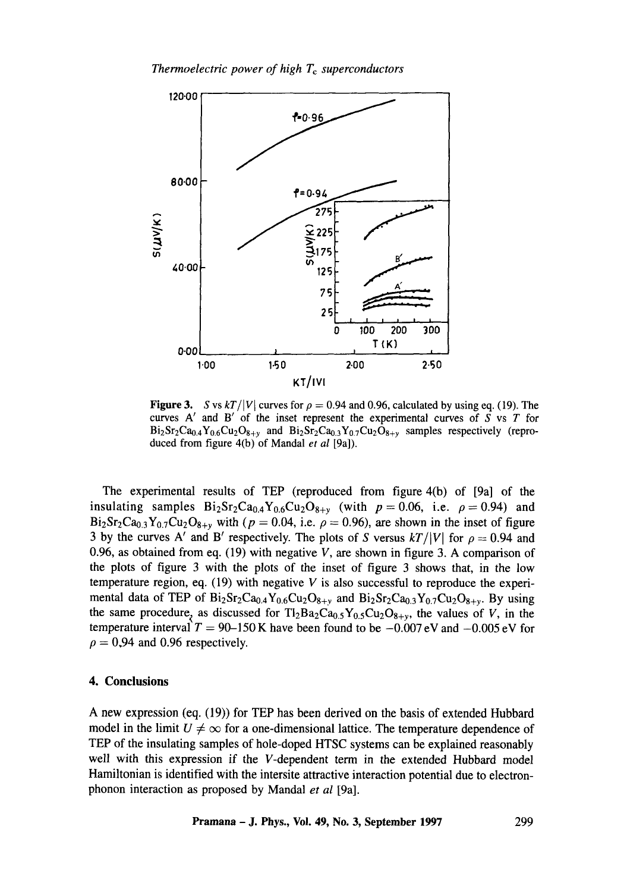**Figure 3.** $S$ vs $kT/|V|$ curves for $\rho = 0.94$ and 0.96, calculated by using eq. (19). The curves A′ and B′ of the inset represent the experimental curves of $S$ vs $T$ for $Bi_2Sr_2Ca_{0.4}Y_{0.6}Cu_2O_{8+y}$ and $Bi_2Sr_2Ca_{0.3}Y_{0.7}Cu_2O_{8+y}$ samples respectively (reproduced from figure 4(b) of Mandal *et al* [9a]).

The experimental results of TEP (reproduced from figure 4(b) of [9a] of the insulating samples $Bi_2Sr_2Ca_{0.4}Y_{0.6}Cu_2O_{8+y}$ (with $p = 0.06$, i.e. $\rho = 0.94$) and $Bi_2Sr_2Ca_{0.3}Y_{0.7}Cu_2O_{8+y}$ with ($p = 0.04$, i.e. $\rho = 0.96$), are shown in the inset of figure 3 by the curves A′ and B′ respectively. The plots of $S$ versus $kT/|V|$ for $\rho = 0.94$ and 0.96, as obtained from eq. (19) with negative $V$, are shown in figure 3. A comparison of the plots of figure 3 with the plots of the inset of figure 3 shows that, in the low temperature region, eq. (19) with negative $V$ is also successful to reproduce the experimental data of TEP of $Bi_2Sr_2Ca_{0.4}Y_{0.6}Cu_2O_{8+y}$ and $Bi_2Sr_2Ca_{0.3}Y_{0.7}Cu_2O_{8+y}$. By using the same procedure, as discussed for $Tl_2Ba_2Ca_{0.5}Y_{0.5}Cu_2O_{8+y}$, the values of $V$, in the temperature interval $T = 90$–$150$ K have been found to be $-0.007$ eV and $-0.005$ eV for $\rho = 0{,}94$ and 0.96 respectively.

## 4. Conclusions

A new expression (eq. (19)) for TEP has been derived on the basis of extended Hubbard model in the limit $U \neq \infty$ for a one-dimensional lattice. The temperature dependence of TEP of the insulating samples of hole-doped HTSC systems can be explained reasonably well with this expression if the $V$-dependent term in the extended Hubbard model Hamiltonian is identified with the intersite attractive interaction potential due to electron-phonon interaction as proposed by Mandal *et al* [9a].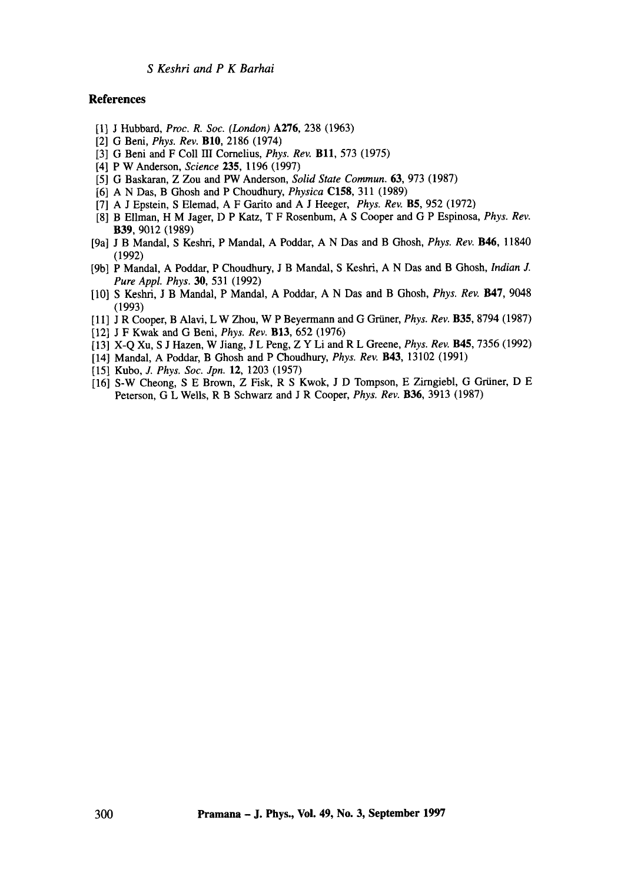## References

[1] J Hubbard, *Proc. R. Soc. (London)* **A276**, 238 (1963)

[2] G Beni, *Phys. Rev.* **B10**, 2186 (1974)

[3] G Beni and F Coll III Cornelius, *Phys. Rev.* **B11**, 573 (1975)

[4] P W Anderson, *Science* **235**, 1196 (1997)

[5] G Baskaran, Z Zou and PW Anderson, *Solid State Commun.* **63**, 973 (1987)

[6] A N Das, B Ghosh and P Choudhury, *Physica* **C158**, 311 (1989)

[7] A J Epstein, S Elemad, A F Garito and A J Heeger, *Phys. Rev.* **B5**, 952 (1972)

[8] B Ellman, H M Jager, D P Katz, T F Rosenbum, A S Cooper and G P Espinosa, *Phys. Rev.* **B39**, 9012 (1989)

[9a] J B Mandal, S Keshri, P Mandal, A Poddar, A N Das and B Ghosh, *Phys. Rev.* **B46**, 11840 (1992)

[9b] P Mandal, A Poddar, P Choudhury, J B Mandal, S Keshri, A N Das and B Ghosh, *Indian J. Pure Appl. Phys.* **30**, 531 (1992)

[10] S Keshri, J B Mandal, P Mandal, A Poddar, A N Das and B Ghosh, *Phys. Rev.* **B47**, 9048 (1993)

[11] J R Cooper, B Alavi, L W Zhou, W P Beyermann and G Grüner, *Phys. Rev.* **B35**, 8794 (1987)

[12] J F Kwak and G Beni, *Phys. Rev.* **B13**, 652 (1976)

[13] X-Q Xu, S J Hazen, W Jiang, J L Peng, Z Y Li and R L Greene, *Phys. Rev.* **B45**, 7356 (1992)

[14] Mandal, A Poddar, B Ghosh and P Choudhury, *Phys. Rev.* **B43**, 13102 (1991)

[15] Kubo, *J. Phys. Soc. Jpn.* **12**, 1203 (1957)

[16] S-W Cheong, S E Brown, Z Fisk, R S Kwok, J D Tompson, E Zirngiebl, G Grüner, D E Peterson, G L Wells, R B Schwarz and J R Cooper, *Phys. Rev.* **B36**, 3913 (1987)